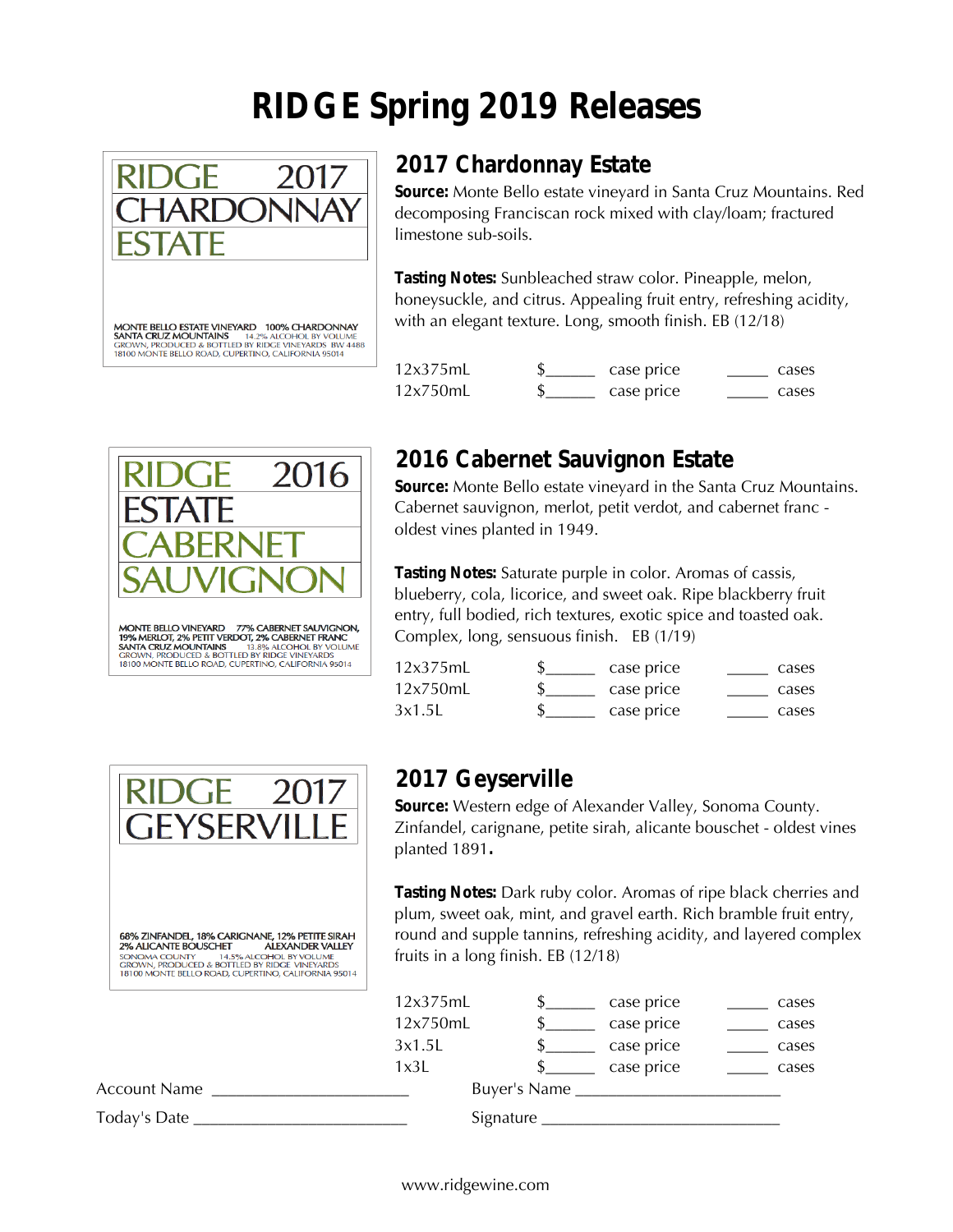# RIDGE Spring 2019 Releases

RIDGE 2017
CHARDONNAY
ESTATE

MONTE BELLO ESTATE VINEYARD 100% CHARDONNAY
SANTA CRUZ MOUNTAINS 14.2% ALCOHOL BY VOLUME
GROWN, PRODUCED & BOTTLED BY RIDGE VINEYARDS BW 4488
18100 MONTE BELLO ROAD, CUPERTINO, CALIFORNIA 95014

## 2017 Chardonnay Estate

**Source:** Monte Bello estate vineyard in Santa Cruz Mountains. Red decomposing Franciscan rock mixed with clay/loam; fractured limestone sub-soils.

**Tasting Notes:** Sunbleached straw color. Pineapple, melon, honeysuckle, and citrus. Appealing fruit entry, refreshing acidity, with an elegant texture. Long, smooth finish. EB (12/18)

| | | |
|---|---|---|
| 12x375mL | $______ case price | _____ cases |
| 12x750mL | $______ case price | _____ cases |

RIDGE 2016
ESTATE
CABERNET
SAUVIGNON

MONTE BELLO VINEYARD 77% CABERNET SAUVIGNON,
19% MERLOT, 2% PETIT VERDOT, 2% CABERNET FRANC
SANTA CRUZ MOUNTAINS 13.8% ALCOHOL BY VOLUME
GROWN, PRODUCED & BOTTLED BY RIDGE VINEYARDS
18100 MONTE BELLO ROAD, CUPERTINO, CALIFORNIA 95014

## 2016 Cabernet Sauvignon Estate

**Source:** Monte Bello estate vineyard in the Santa Cruz Mountains. Cabernet sauvignon, merlot, petit verdot, and cabernet franc - oldest vines planted in 1949.

**Tasting Notes:** Saturate purple in color. Aromas of cassis, blueberry, cola, licorice, and sweet oak. Ripe blackberry fruit entry, full bodied, rich textures, exotic spice and toasted oak. Complex, long, sensuous finish. EB (1/19)

| | | |
|---|---|---|
| 12x375mL | $______ case price | _____ cases |
| 12x750mL | $______ case price | _____ cases |
| 3x1.5L | $______ case price | _____ cases |

RIDGE 2017
GEYSERVILLE

68% ZINFANDEL, 18% CARIGNANE, 12% PETITE SIRAH
2% ALICANTE BOUSCHET ALEXANDER VALLEY
SONOMA COUNTY 14.5% ALCOHOL BY VOLUME
GROWN, PRODUCED & BOTTLED BY RIDGE VINEYARDS
18100 MONTE BELLO ROAD, CUPERTINO, CALIFORNIA 95014

## 2017 Geyserville

**Source:** Western edge of Alexander Valley, Sonoma County. Zinfandel, carignane, petite sirah, alicante bouschet - oldest vines planted 1891.

**Tasting Notes:** Dark ruby color. Aromas of ripe black cherries and plum, sweet oak, mint, and gravel earth. Rich bramble fruit entry, round and supple tannins, refreshing acidity, and layered complex fruits in a long finish. EB (12/18)

| | | |
|---|---|---|
| 12x375mL | $______ case price | _____ cases |
| 12x750mL | $______ case price | _____ cases |
| 3x1.5L | $______ case price | _____ cases |
| 1x3L | $______ case price | _____ cases |

Account Name ______________________ Buyer's Name ______________________

Today's Date ______________________ Signature ______________________

www.ridgewine.com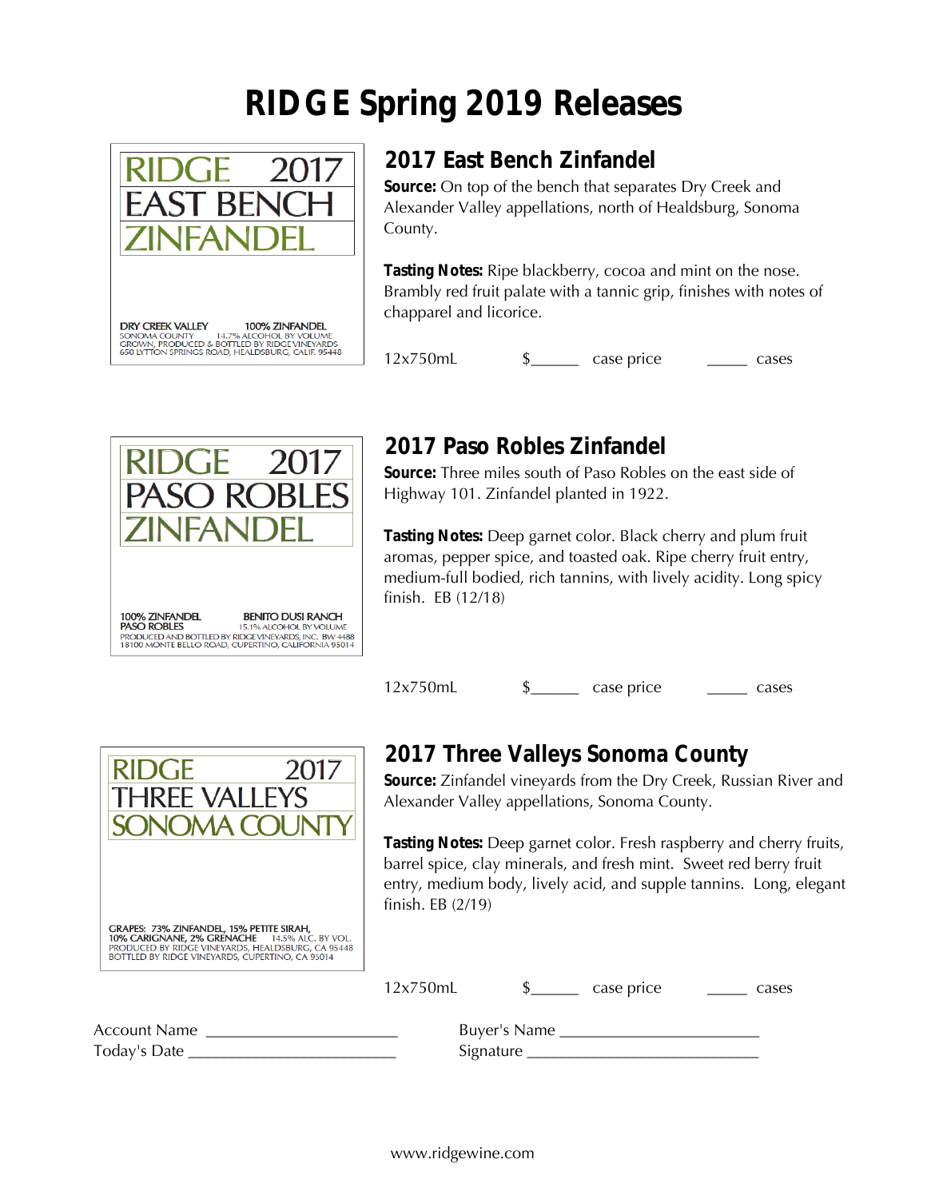# RIDGE Spring 2019 Releases

RIDGE 2017
EAST BENCH
ZINFANDEL

DRY CREEK VALLEY 100% ZINFANDEL
SONOMA COUNTY 14.7% ALCOHOL BY VOLUME
GROWN, PRODUCED & BOTTLED BY RIDGE VINEYARDS
650 LYTTON SPRINGS ROAD, HEALDSBURG, CALIF. 95448

## 2017 East Bench Zinfandel

**Source:** On top of the bench that separates Dry Creek and Alexander Valley appellations, north of Healdsburg, Sonoma County.

**Tasting Notes:** Ripe blackberry, cocoa and mint on the nose. Brambly red fruit palate with a tannic grip, finishes with notes of chapparel and licorice.

12x750mL $______ case price _____ cases

RIDGE 2017
PASO ROBLES
ZINFANDEL

100% ZINFANDEL BENITO DUSI RANCH
PASO ROBLES 15.1% ALCOHOL BY VOLUME
PRODUCED AND BOTTLED BY RIDGE VINEYARDS, INC. BW 4488
18100 MONTE BELLO ROAD, CUPERTINO, CALIFORNIA 95014

## 2017 Paso Robles Zinfandel

**Source:** Three miles south of Paso Robles on the east side of Highway 101. Zinfandel planted in 1922.

**Tasting Notes:** Deep garnet color. Black cherry and plum fruit aromas, pepper spice, and toasted oak. Ripe cherry fruit entry, medium-full bodied, rich tannins, with lively acidity. Long spicy finish. EB (12/18)

12x750mL $______ case price _____ cases

RIDGE 2017
THREE VALLEYS
SONOMA COUNTY

GRAPES: 73% ZINFANDEL, 15% PETITE SIRAH,
10% CARIGNANE, 2% GRENACHE 14.5% ALC. BY VOL.
PRODUCED BY RIDGE VINEYARDS, HEALDSBURG, CA 95448
BOTTLED BY RIDGE VINEYARDS, CUPERTINO, CA 95014

## 2017 Three Valleys Sonoma County

**Source:** Zinfandel vineyards from the Dry Creek, Russian River and Alexander Valley appellations, Sonoma County.

**Tasting Notes:** Deep garnet color. Fresh raspberry and cherry fruits, barrel spice, clay minerals, and fresh mint. Sweet red berry fruit entry, medium body, lively acid, and supple tannins. Long, elegant finish. EB (2/19)

12x750mL $______ case price _____ cases

Account Name ______________________ Buyer's Name ______________________
Today's Date ______________________ Signature ______________________

www.ridgewine.com